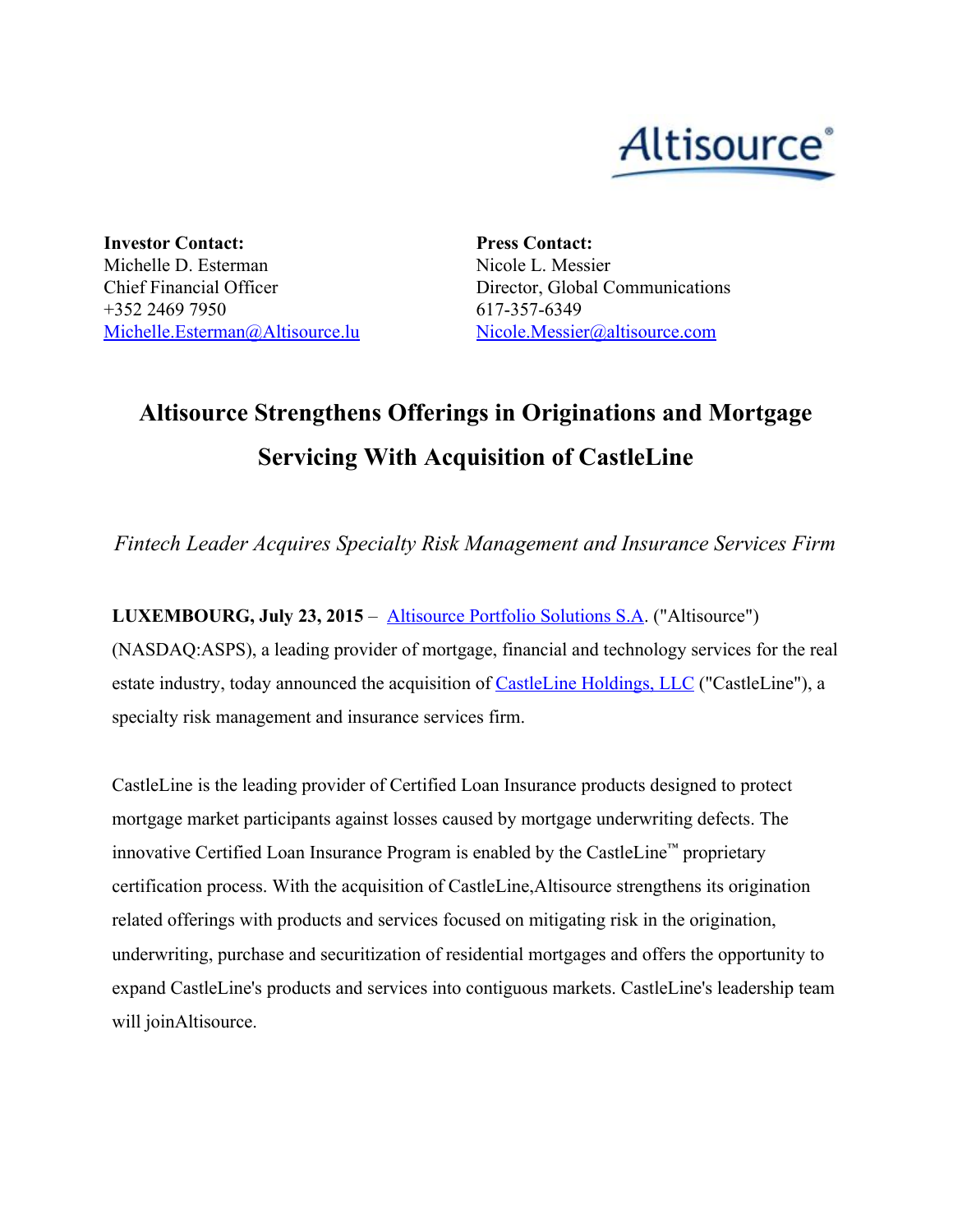**Investor Contact:**
Michelle D. Esterman
Chief Financial Officer
+352 2469 7950
Michelle.Esterman@Altisource.lu

**Press Contact:**
Nicole L. Messier
Director, Global Communications
617-357-6349
Nicole.Messier@altisource.com

# Altisource Strengthens Offerings in Originations and Mortgage Servicing With Acquisition of CastleLine

*Fintech Leader Acquires Specialty Risk Management and Insurance Services Firm*

**LUXEMBOURG, July 23, 2015** – Altisource Portfolio Solutions S.A. ("Altisource") (NASDAQ:ASPS), a leading provider of mortgage, financial and technology services for the real estate industry, today announced the acquisition of CastleLine Holdings, LLC ("CastleLine"), a specialty risk management and insurance services firm.

CastleLine is the leading provider of Certified Loan Insurance products designed to protect mortgage market participants against losses caused by mortgage underwriting defects. The innovative Certified Loan Insurance Program is enabled by the CastleLine™ proprietary certification process. With the acquisition of CastleLine,Altisource strengthens its origination related offerings with products and services focused on mitigating risk in the origination, underwriting, purchase and securitization of residential mortgages and offers the opportunity to expand CastleLine's products and services into contiguous markets. CastleLine's leadership team will joinAltisource.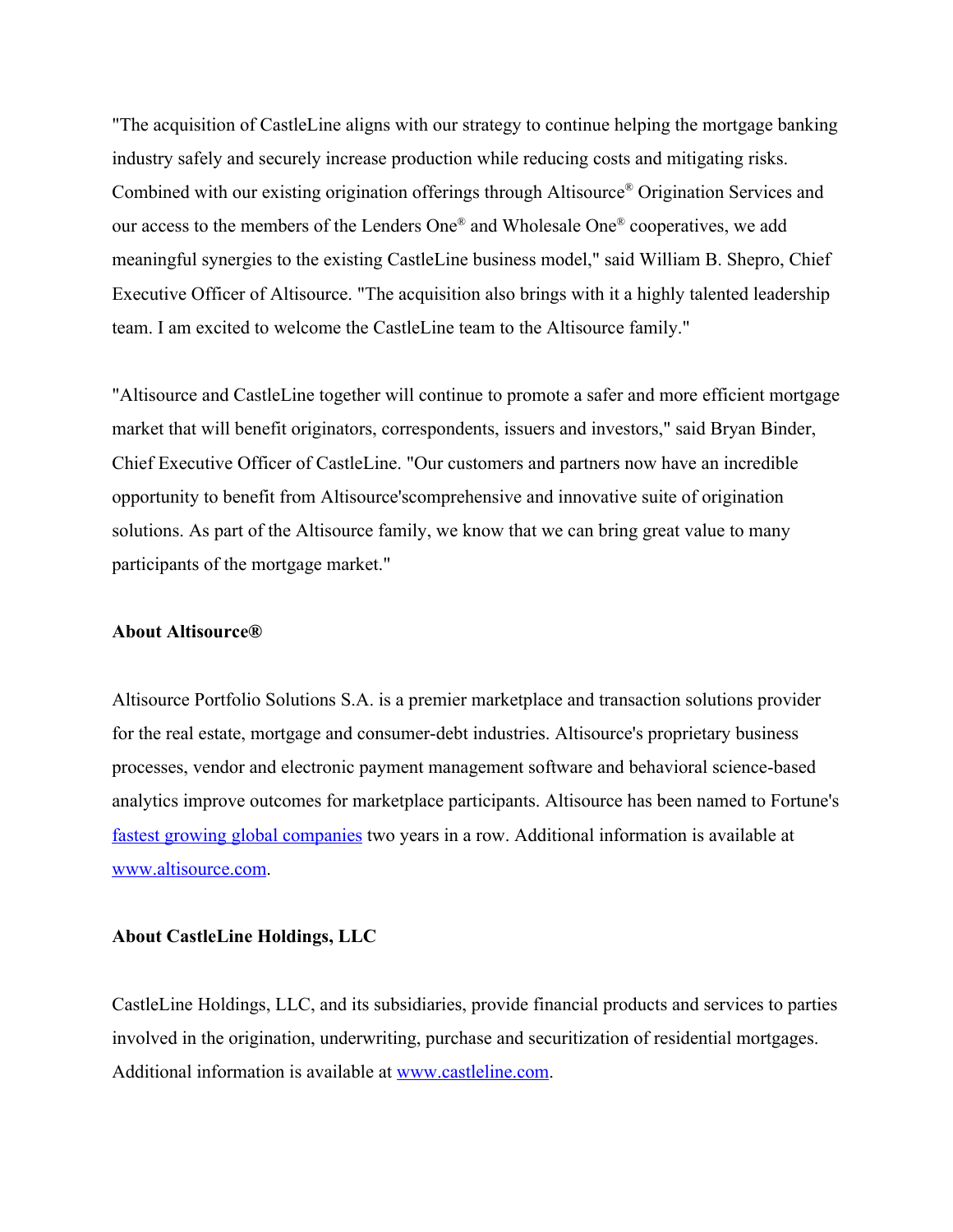"The acquisition of CastleLine aligns with our strategy to continue helping the mortgage banking industry safely and securely increase production while reducing costs and mitigating risks. Combined with our existing origination offerings through Altisource® Origination Services and our access to the members of the Lenders One® and Wholesale One® cooperatives, we add meaningful synergies to the existing CastleLine business model," said William B. Shepro, Chief Executive Officer of Altisource. "The acquisition also brings with it a highly talented leadership team. I am excited to welcome the CastleLine team to the Altisource family."

"Altisource and CastleLine together will continue to promote a safer and more efficient mortgage market that will benefit originators, correspondents, issuers and investors," said Bryan Binder, Chief Executive Officer of CastleLine. "Our customers and partners now have an incredible opportunity to benefit from Altisource'scomprehensive and innovative suite of origination solutions. As part of the Altisource family, we know that we can bring great value to many participants of the mortgage market."

**About Altisource®**

Altisource Portfolio Solutions S.A. is a premier marketplace and transaction solutions provider for the real estate, mortgage and consumer-debt industries. Altisource's proprietary business processes, vendor and electronic payment management software and behavioral science-based analytics improve outcomes for marketplace participants. Altisource has been named to Fortune's fastest growing global companies two years in a row. Additional information is available at www.altisource.com.

**About CastleLine Holdings, LLC**

CastleLine Holdings, LLC, and its subsidiaries, provide financial products and services to parties involved in the origination, underwriting, purchase and securitization of residential mortgages. Additional information is available at www.castleline.com.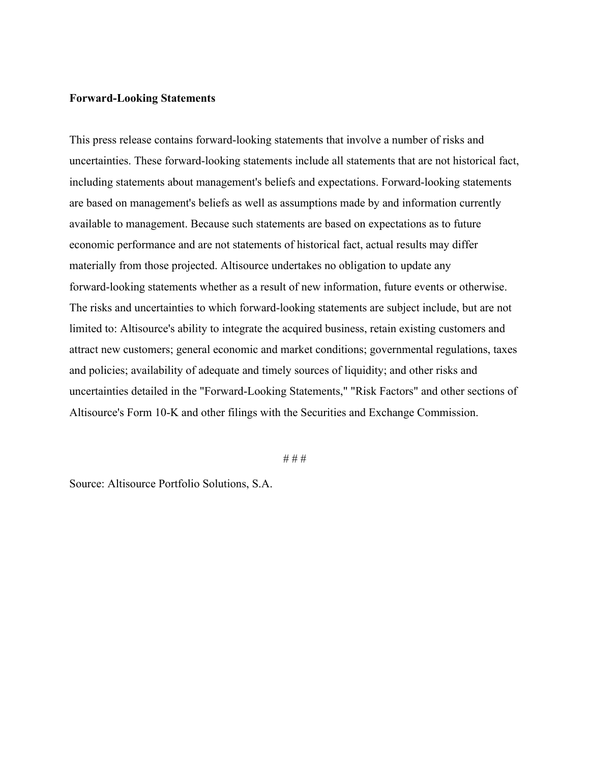**Forward-Looking Statements**

This press release contains forward-looking statements that involve a number of risks and uncertainties. These forward-looking statements include all statements that are not historical fact, including statements about management's beliefs and expectations. Forward-looking statements are based on management's beliefs as well as assumptions made by and information currently available to management. Because such statements are based on expectations as to future economic performance and are not statements of historical fact, actual results may differ materially from those projected. Altisource undertakes no obligation to update any forward-looking statements whether as a result of new information, future events or otherwise. The risks and uncertainties to which forward-looking statements are subject include, but are not limited to: Altisource's ability to integrate the acquired business, retain existing customers and attract new customers; general economic and market conditions; governmental regulations, taxes and policies; availability of adequate and timely sources of liquidity; and other risks and uncertainties detailed in the "Forward-Looking Statements," "Risk Factors" and other sections of Altisource's Form 10-K and other filings with the Securities and Exchange Commission.

# # #

Source: Altisource Portfolio Solutions, S.A.